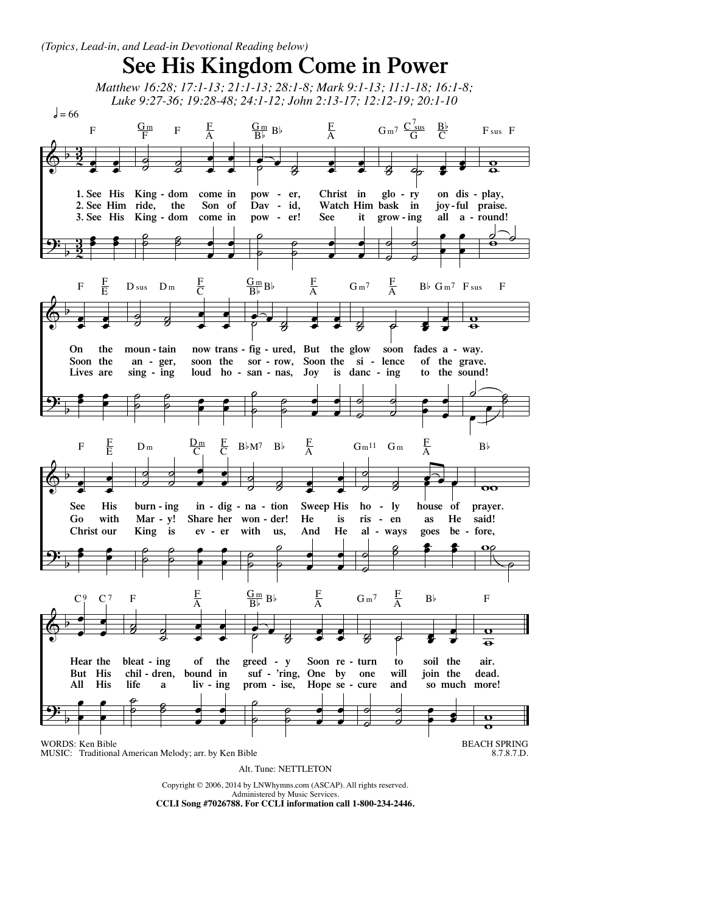(Topics, Lead-in, and Lead-in Devotional Reading below)

# See His Kingdom Come in Power

*Matthew 16:28; 17:1-13; 21:1-13; 28:1-8; Mark 9:1-13; 11:1-18; 16:1-8; Luke 9:27-36; 19:28-48; 24:1-12; John 2:13-17; 12:12-19; 20:1-10*

1. See His Kingdom come in power, Christ in glory on display, On the mountain now transfigured, But the glow soon fades away. See His burning indignation Sweep His holy house of prayer. Hear the bleating of the greedy Soon return to soil the air.

2. See Him ride, the Son of David, Watch Him bask in joyful praise. Soon the anger, soon the sorrow, Soon the silence of the grave. Go with Mary! Share her wonder! He is risen as He said! But His children, bound in suff'ring, One by one will join the dead.

3. See His Kingdom come in power! See it growing all around! Lives are singing loud hosannas, Joy is dancing to the sound! Christ our King is ever with us, And He always goes before, All His life a living promise, Hope secure and so much more!

WORDS: Ken Bible
MUSIC: Traditional American Melody; arr. by Ken Bible

BEACH SPRING
8.7.8.7.D.

Alt. Tune: NETTLETON

Copyright © 2006, 2014 by LNWhymns.com (ASCAP). All rights reserved.
Administered by Music Services.
**CCLI Song #7026788. For CCLI information call 1-800-234-2446.**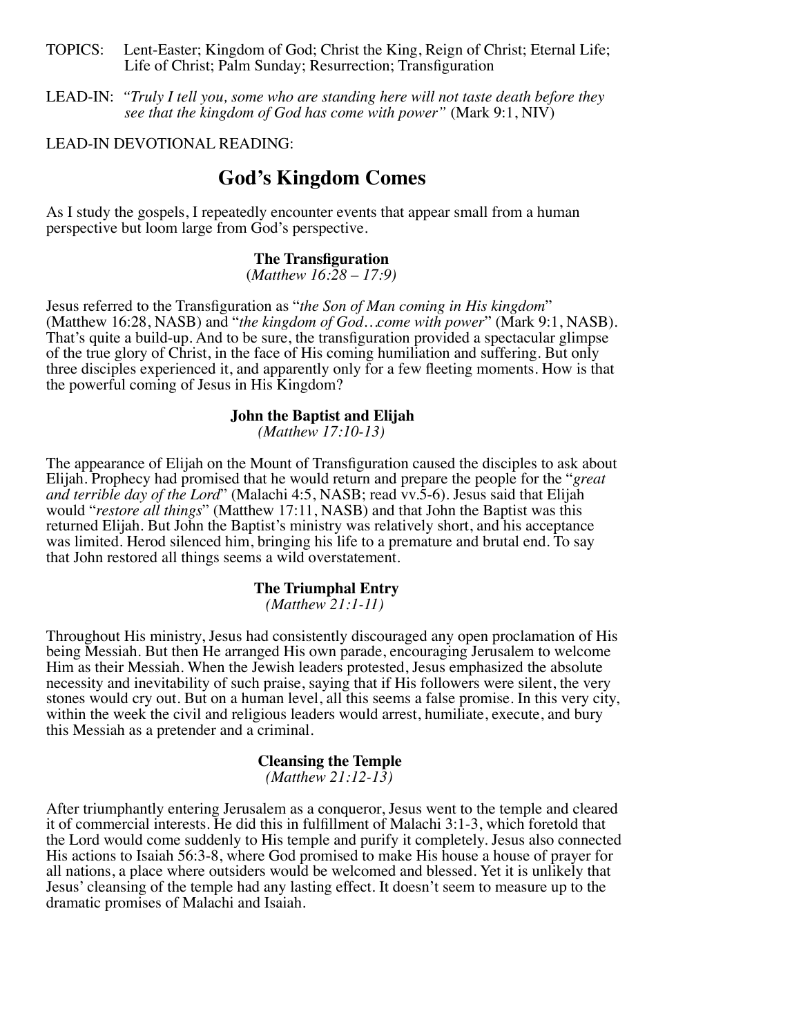TOPICS: Lent-Easter; Kingdom of God; Christ the King, Reign of Christ; Eternal Life; Life of Christ; Palm Sunday; Resurrection; Transfiguration

LEAD-IN: *"Truly I tell you, some who are standing here will not taste death before they see that the kingdom of God has come with power"* (Mark 9:1, NIV)

LEAD-IN DEVOTIONAL READING:

# God's Kingdom Comes

As I study the gospels, I repeatedly encounter events that appear small from a human perspective but loom large from God's perspective.

### The Transfiguration
(*Matthew 16:28 – 17:9)*

Jesus referred to the Transfiguration as "*the Son of Man coming in His kingdom*" (Matthew 16:28, NASB) and "*the kingdom of God…come with power*" (Mark 9:1, NASB). That's quite a build-up. And to be sure, the transfiguration provided a spectacular glimpse of the true glory of Christ, in the face of His coming humiliation and suffering. But only three disciples experienced it, and apparently only for a few fleeting moments. How is that the powerful coming of Jesus in His Kingdom?

### John the Baptist and Elijah
*(Matthew 17:10-13)*

The appearance of Elijah on the Mount of Transfiguration caused the disciples to ask about Elijah. Prophecy had promised that he would return and prepare the people for the "*great and terrible day of the Lord*" (Malachi 4:5, NASB; read vv.5-6). Jesus said that Elijah would "*restore all things*" (Matthew 17:11, NASB) and that John the Baptist was this returned Elijah. But John the Baptist's ministry was relatively short, and his acceptance was limited. Herod silenced him, bringing his life to a premature and brutal end. To say that John restored all things seems a wild overstatement.

### The Triumphal Entry
*(Matthew 21:1-11)*

Throughout His ministry, Jesus had consistently discouraged any open proclamation of His being Messiah. But then He arranged His own parade, encouraging Jerusalem to welcome Him as their Messiah. When the Jewish leaders protested, Jesus emphasized the absolute necessity and inevitability of such praise, saying that if His followers were silent, the very stones would cry out. But on a human level, all this seems a false promise. In this very city, within the week the civil and religious leaders would arrest, humiliate, execute, and bury this Messiah as a pretender and a criminal.

### Cleansing the Temple
*(Matthew 21:12-13)*

After triumphantly entering Jerusalem as a conqueror, Jesus went to the temple and cleared it of commercial interests. He did this in fulfillment of Malachi 3:1-3, which foretold that the Lord would come suddenly to His temple and purify it completely. Jesus also connected His actions to Isaiah 56:3-8, where God promised to make His house a house of prayer for all nations, a place where outsiders would be welcomed and blessed. Yet it is unlikely that Jesus' cleansing of the temple had any lasting effect. It doesn't seem to measure up to the dramatic promises of Malachi and Isaiah.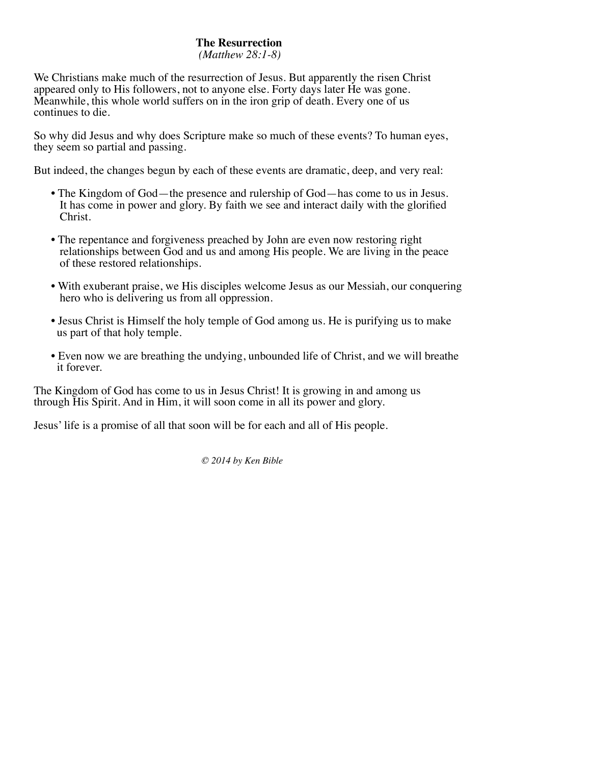# The Resurrection

*(Matthew 28:1-8)*

We Christians make much of the resurrection of Jesus. But apparently the risen Christ appeared only to His followers, not to anyone else. Forty days later He was gone. Meanwhile, this whole world suffers on in the iron grip of death. Every one of us continues to die.

So why did Jesus and why does Scripture make so much of these events? To human eyes, they seem so partial and passing.

But indeed, the changes begun by each of these events are dramatic, deep, and very real:

- The Kingdom of God—the presence and rulership of God—has come to us in Jesus. It has come in power and glory. By faith we see and interact daily with the glorified Christ.
- The repentance and forgiveness preached by John are even now restoring right relationships between God and us and among His people. We are living in the peace of these restored relationships.
- With exuberant praise, we His disciples welcome Jesus as our Messiah, our conquering hero who is delivering us from all oppression.
- Jesus Christ is Himself the holy temple of God among us. He is purifying us to make us part of that holy temple.
- Even now we are breathing the undying, unbounded life of Christ, and we will breathe it forever.

The Kingdom of God has come to us in Jesus Christ! It is growing in and among us through His Spirit. And in Him, it will soon come in all its power and glory.

Jesus' life is a promise of all that soon will be for each and all of His people.

*© 2014 by Ken Bible*